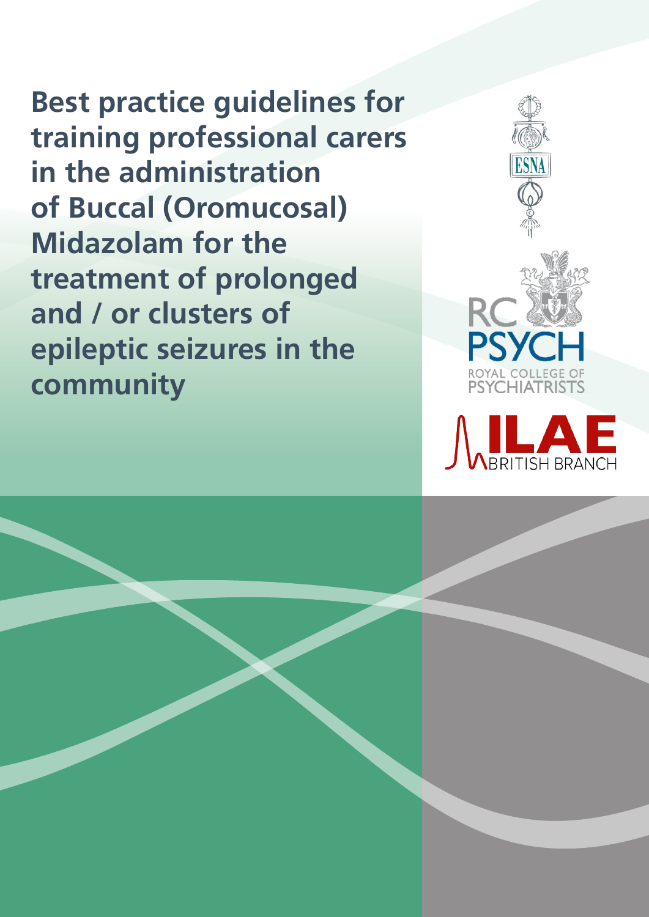# Best practice guidelines for training professional carers in the administration of Buccal (Oromucosal) Midazolam for the treatment of prolonged and / or clusters of epileptic seizures in the community

ESNA

RC PSYCH
ROYAL COLLEGE OF PSYCHIATRISTS

ILAE
BRITISH BRANCH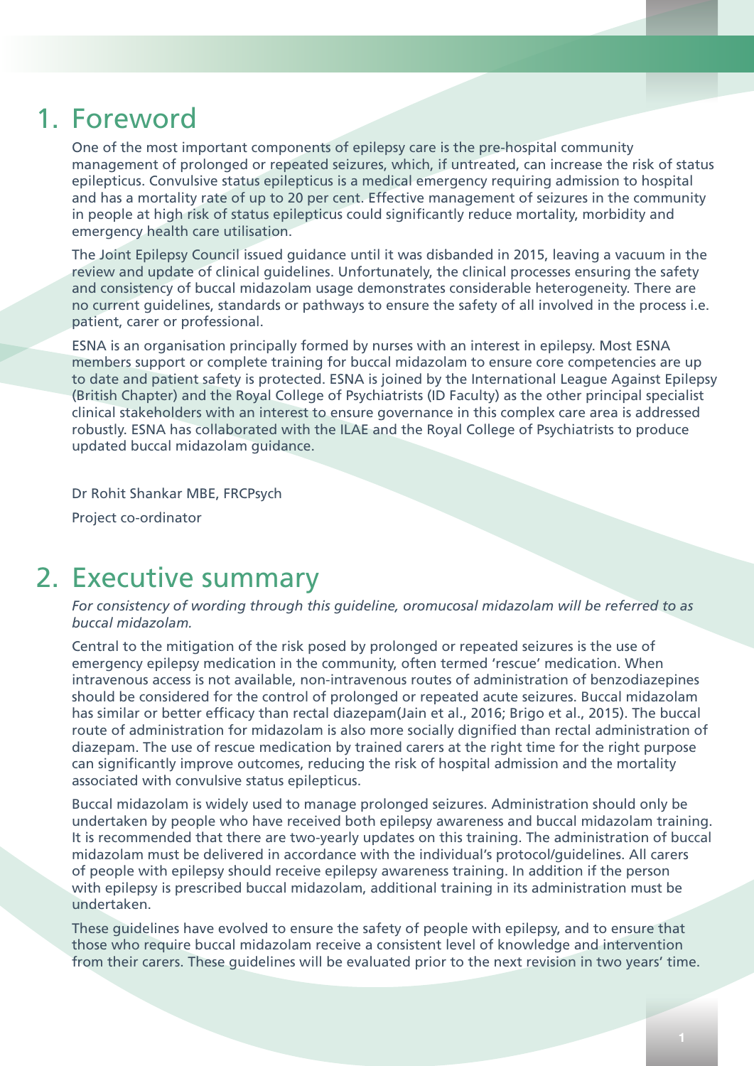# 1. Foreword

One of the most important components of epilepsy care is the pre-hospital community management of prolonged or repeated seizures, which, if untreated, can increase the risk of status epilepticus. Convulsive status epilepticus is a medical emergency requiring admission to hospital and has a mortality rate of up to 20 per cent. Effective management of seizures in the community in people at high risk of status epilepticus could significantly reduce mortality, morbidity and emergency health care utilisation.

The Joint Epilepsy Council issued guidance until it was disbanded in 2015, leaving a vacuum in the review and update of clinical guidelines. Unfortunately, the clinical processes ensuring the safety and consistency of buccal midazolam usage demonstrates considerable heterogeneity. There are no current guidelines, standards or pathways to ensure the safety of all involved in the process i.e. patient, carer or professional.

ESNA is an organisation principally formed by nurses with an interest in epilepsy. Most ESNA members support or complete training for buccal midazolam to ensure core competencies are up to date and patient safety is protected. ESNA is joined by the International League Against Epilepsy (British Chapter) and the Royal College of Psychiatrists (ID Faculty) as the other principal specialist clinical stakeholders with an interest to ensure governance in this complex care area is addressed robustly. ESNA has collaborated with the ILAE and the Royal College of Psychiatrists to produce updated buccal midazolam guidance.

Dr Rohit Shankar MBE, FRCPsych

Project co-ordinator

# 2. Executive summary

*For consistency of wording through this guideline, oromucosal midazolam will be referred to as buccal midazolam.*

Central to the mitigation of the risk posed by prolonged or repeated seizures is the use of emergency epilepsy medication in the community, often termed 'rescue' medication. When intravenous access is not available, non-intravenous routes of administration of benzodiazepines should be considered for the control of prolonged or repeated acute seizures. Buccal midazolam has similar or better efficacy than rectal diazepam(Jain et al., 2016; Brigo et al., 2015). The buccal route of administration for midazolam is also more socially dignified than rectal administration of diazepam. The use of rescue medication by trained carers at the right time for the right purpose can significantly improve outcomes, reducing the risk of hospital admission and the mortality associated with convulsive status epilepticus.

Buccal midazolam is widely used to manage prolonged seizures. Administration should only be undertaken by people who have received both epilepsy awareness and buccal midazolam training. It is recommended that there are two-yearly updates on this training. The administration of buccal midazolam must be delivered in accordance with the individual's protocol/guidelines. All carers of people with epilepsy should receive epilepsy awareness training. In addition if the person with epilepsy is prescribed buccal midazolam, additional training in its administration must be undertaken.

These guidelines have evolved to ensure the safety of people with epilepsy, and to ensure that those who require buccal midazolam receive a consistent level of knowledge and intervention from their carers. These guidelines will be evaluated prior to the next revision in two years' time.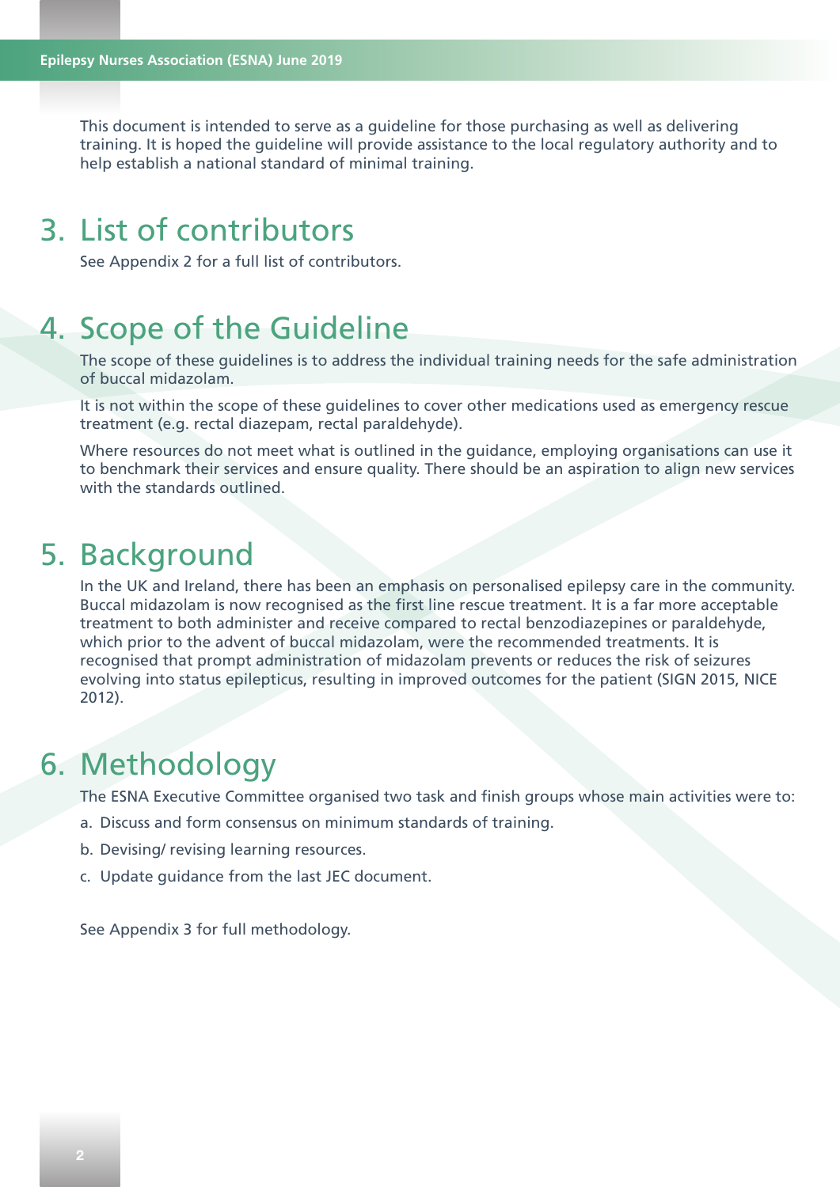This document is intended to serve as a guideline for those purchasing as well as delivering training. It is hoped the guideline will provide assistance to the local regulatory authority and to help establish a national standard of minimal training.

# 3. List of contributors

See Appendix 2 for a full list of contributors.

# 4. Scope of the Guideline

The scope of these guidelines is to address the individual training needs for the safe administration of buccal midazolam.

It is not within the scope of these guidelines to cover other medications used as emergency rescue treatment (e.g. rectal diazepam, rectal paraldehyde).

Where resources do not meet what is outlined in the guidance, employing organisations can use it to benchmark their services and ensure quality. There should be an aspiration to align new services with the standards outlined.

# 5. Background

In the UK and Ireland, there has been an emphasis on personalised epilepsy care in the community. Buccal midazolam is now recognised as the first line rescue treatment. It is a far more acceptable treatment to both administer and receive compared to rectal benzodiazepines or paraldehyde, which prior to the advent of buccal midazolam, were the recommended treatments. It is recognised that prompt administration of midazolam prevents or reduces the risk of seizures evolving into status epilepticus, resulting in improved outcomes for the patient (SIGN 2015, NICE 2012).

# 6. Methodology

The ESNA Executive Committee organised two task and finish groups whose main activities were to:

a. Discuss and form consensus on minimum standards of training.

b. Devising/ revising learning resources.

c. Update guidance from the last JEC document.

See Appendix 3 for full methodology.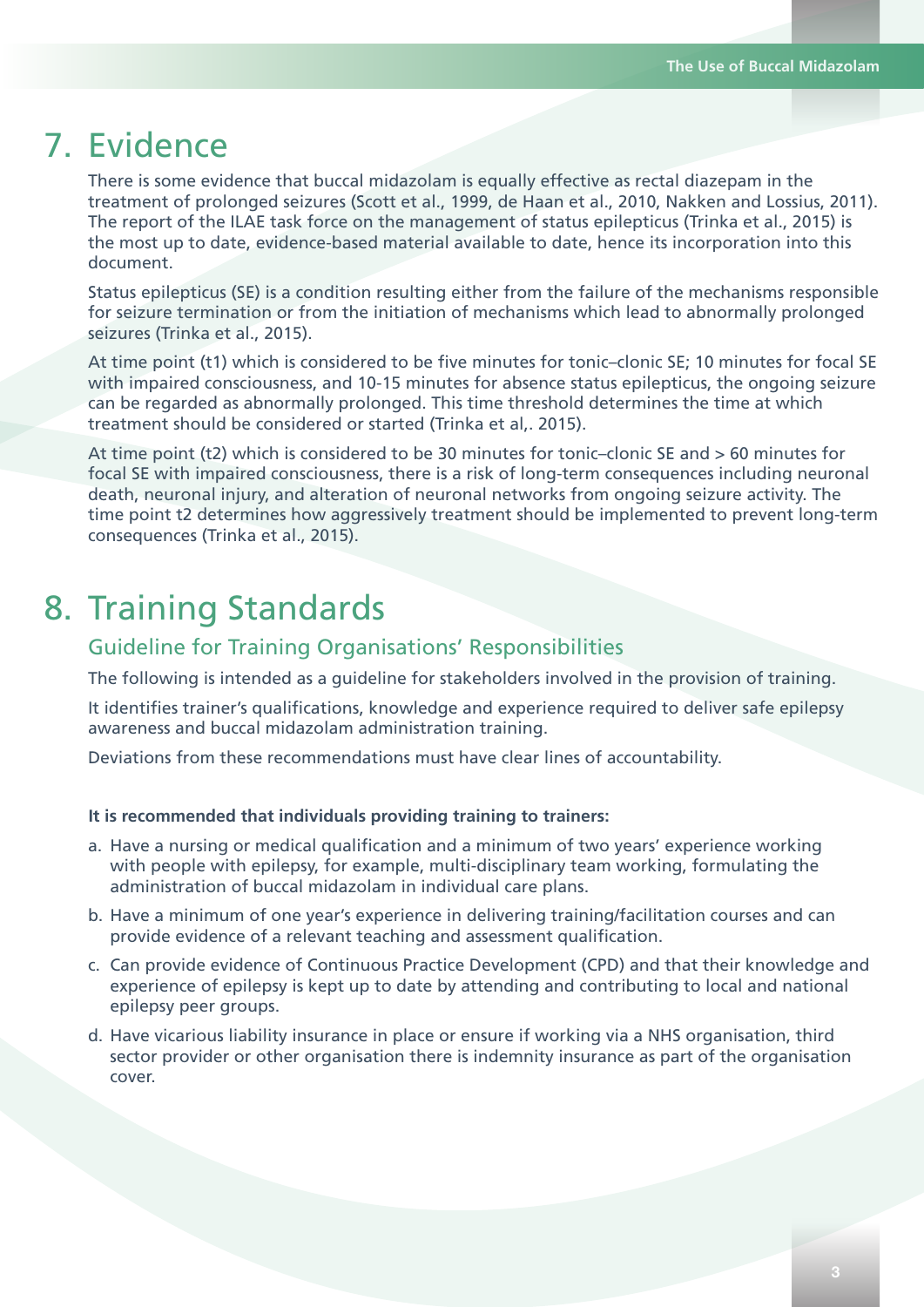# 7. Evidence

There is some evidence that buccal midazolam is equally effective as rectal diazepam in the treatment of prolonged seizures (Scott et al., 1999, de Haan et al., 2010, Nakken and Lossius, 2011). The report of the ILAE task force on the management of status epilepticus (Trinka et al., 2015) is the most up to date, evidence-based material available to date, hence its incorporation into this document.

Status epilepticus (SE) is a condition resulting either from the failure of the mechanisms responsible for seizure termination or from the initiation of mechanisms which lead to abnormally prolonged seizures (Trinka et al., 2015).

At time point (t1) which is considered to be five minutes for tonic–clonic SE; 10 minutes for focal SE with impaired consciousness, and 10-15 minutes for absence status epilepticus, the ongoing seizure can be regarded as abnormally prolonged. This time threshold determines the time at which treatment should be considered or started (Trinka et al,. 2015).

At time point (t2) which is considered to be 30 minutes for tonic–clonic SE and > 60 minutes for focal SE with impaired consciousness, there is a risk of long-term consequences including neuronal death, neuronal injury, and alteration of neuronal networks from ongoing seizure activity. The time point t2 determines how aggressively treatment should be implemented to prevent long-term consequences (Trinka et al., 2015).

# 8. Training Standards

## Guideline for Training Organisations' Responsibilities

The following is intended as a guideline for stakeholders involved in the provision of training.

It identifies trainer's qualifications, knowledge and experience required to deliver safe epilepsy awareness and buccal midazolam administration training.

Deviations from these recommendations must have clear lines of accountability.

**It is recommended that individuals providing training to trainers:**

a. Have a nursing or medical qualification and a minimum of two years' experience working with people with epilepsy, for example, multi-disciplinary team working, formulating the administration of buccal midazolam in individual care plans.

b. Have a minimum of one year's experience in delivering training/facilitation courses and can provide evidence of a relevant teaching and assessment qualification.

c. Can provide evidence of Continuous Practice Development (CPD) and that their knowledge and experience of epilepsy is kept up to date by attending and contributing to local and national epilepsy peer groups.

d. Have vicarious liability insurance in place or ensure if working via a NHS organisation, third sector provider or other organisation there is indemnity insurance as part of the organisation cover.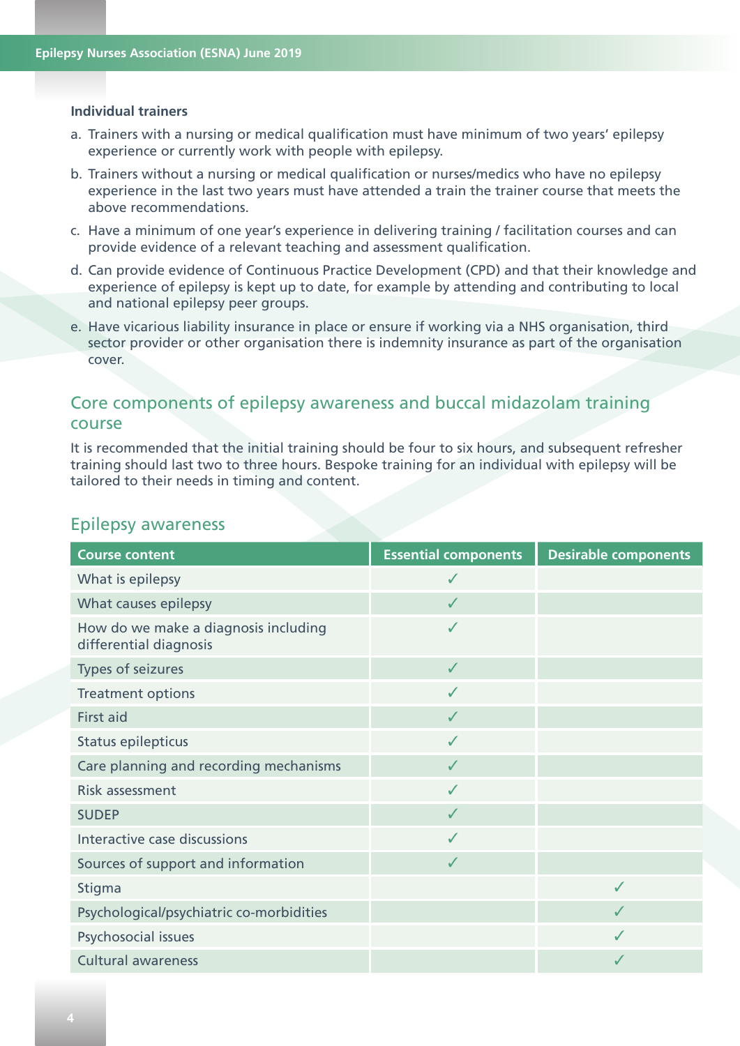**Individual trainers**

a. Trainers with a nursing or medical qualification must have minimum of two years' epilepsy experience or currently work with people with epilepsy.

b. Trainers without a nursing or medical qualification or nurses/medics who have no epilepsy experience in the last two years must have attended a train the trainer course that meets the above recommendations.

c. Have a minimum of one year's experience in delivering training / facilitation courses and can provide evidence of a relevant teaching and assessment qualification.

d. Can provide evidence of Continuous Practice Development (CPD) and that their knowledge and experience of epilepsy is kept up to date, for example by attending and contributing to local and national epilepsy peer groups.

e. Have vicarious liability insurance in place or ensure if working via a NHS organisation, third sector provider or other organisation there is indemnity insurance as part of the organisation cover.

## Core components of epilepsy awareness and buccal midazolam training course

It is recommended that the initial training should be four to six hours, and subsequent refresher training should last two to three hours. Bespoke training for an individual with epilepsy will be tailored to their needs in timing and content.

### Epilepsy awareness

| Course content | Essential components | Desirable components |
|---|---|---|
| What is epilepsy | ✓ | |
| What causes epilepsy | ✓ | |
| How do we make a diagnosis including differential diagnosis | ✓ | |
| Types of seizures | ✓ | |
| Treatment options | ✓ | |
| First aid | ✓ | |
| Status epilepticus | ✓ | |
| Care planning and recording mechanisms | ✓ | |
| Risk assessment | ✓ | |
| SUDEP | ✓ | |
| Interactive case discussions | ✓ | |
| Sources of support and information | ✓ | |
| Stigma | | ✓ |
| Psychological/psychiatric co-morbidities | | ✓ |
| Psychosocial issues | | ✓ |
| Cultural awareness | | ✓ |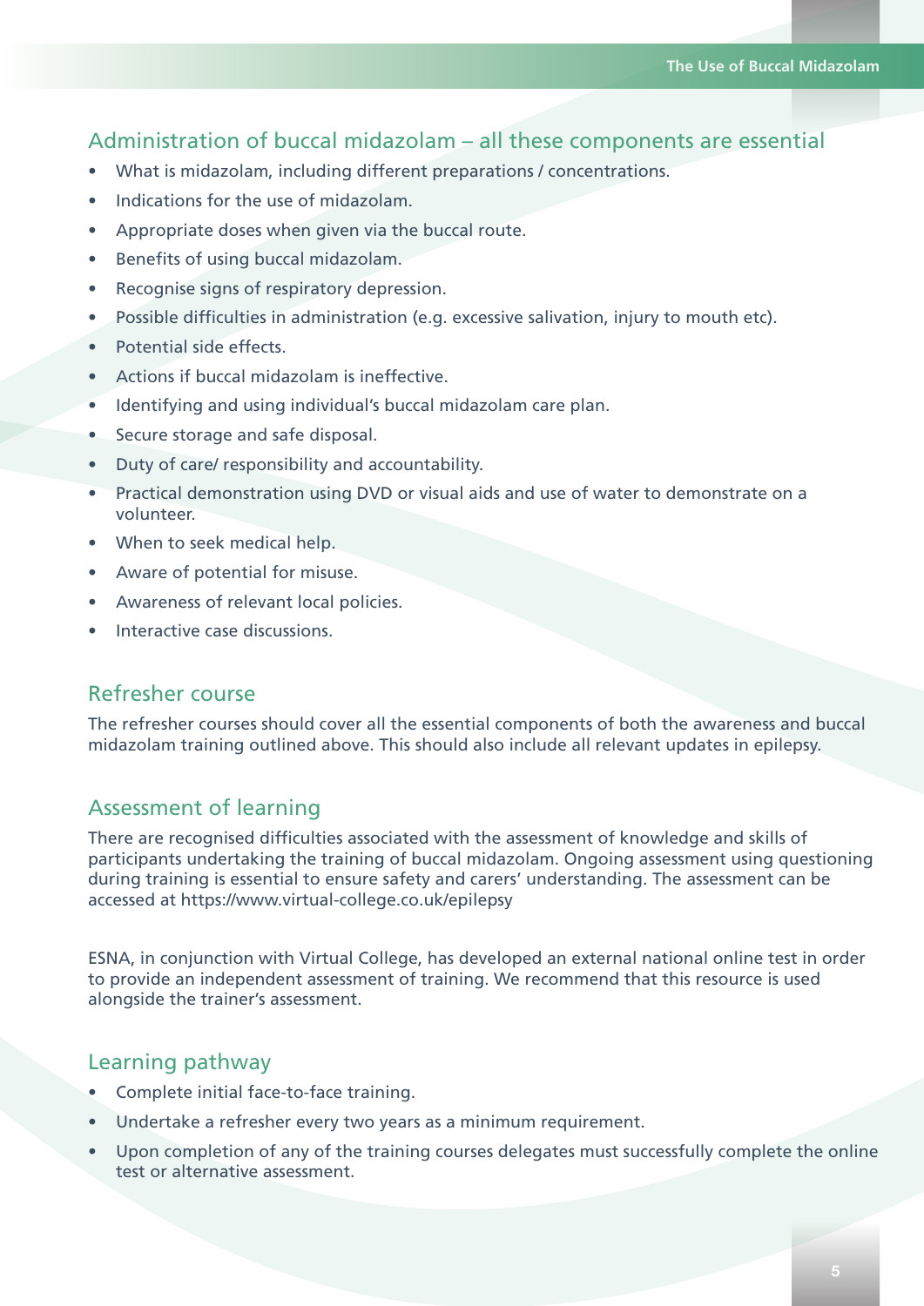## Administration of buccal midazolam – all these components are essential

- What is midazolam, including different preparations / concentrations.
- Indications for the use of midazolam.
- Appropriate doses when given via the buccal route.
- Benefits of using buccal midazolam.
- Recognise signs of respiratory depression.
- Possible difficulties in administration (e.g. excessive salivation, injury to mouth etc).
- Potential side effects.
- Actions if buccal midazolam is ineffective.
- Identifying and using individual's buccal midazolam care plan.
- Secure storage and safe disposal.
- Duty of care/ responsibility and accountability.
- Practical demonstration using DVD or visual aids and use of water to demonstrate on a volunteer.
- When to seek medical help.
- Aware of potential for misuse.
- Awareness of relevant local policies.
- Interactive case discussions.

## Refresher course

The refresher courses should cover all the essential components of both the awareness and buccal midazolam training outlined above. This should also include all relevant updates in epilepsy.

## Assessment of learning

There are recognised difficulties associated with the assessment of knowledge and skills of participants undertaking the training of buccal midazolam. Ongoing assessment using questioning during training is essential to ensure safety and carers' understanding. The assessment can be accessed at https://www.virtual-college.co.uk/epilepsy

ESNA, in conjunction with Virtual College, has developed an external national online test in order to provide an independent assessment of training. We recommend that this resource is used alongside the trainer's assessment.

## Learning pathway

- Complete initial face-to-face training.
- Undertake a refresher every two years as a minimum requirement.
- Upon completion of any of the training courses delegates must successfully complete the online test or alternative assessment.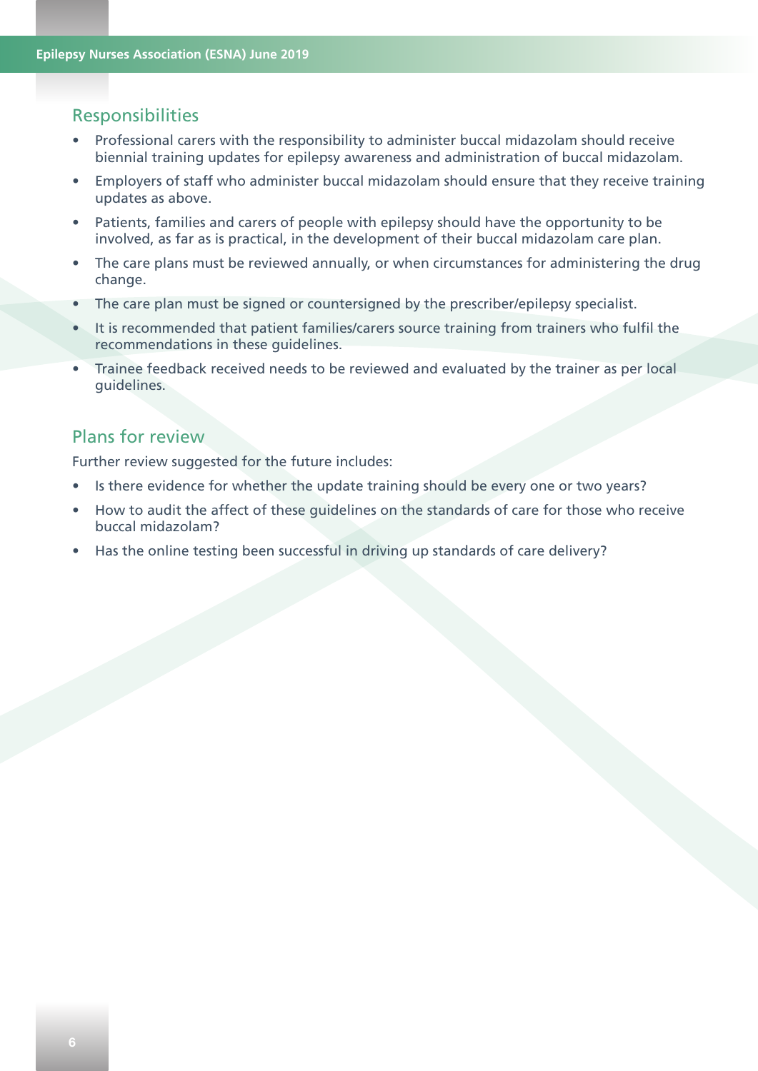## Responsibilities

- Professional carers with the responsibility to administer buccal midazolam should receive biennial training updates for epilepsy awareness and administration of buccal midazolam.
- Employers of staff who administer buccal midazolam should ensure that they receive training updates as above.
- Patients, families and carers of people with epilepsy should have the opportunity to be involved, as far as is practical, in the development of their buccal midazolam care plan.
- The care plans must be reviewed annually, or when circumstances for administering the drug change.
- The care plan must be signed or countersigned by the prescriber/epilepsy specialist.
- It is recommended that patient families/carers source training from trainers who fulfil the recommendations in these guidelines.
- Trainee feedback received needs to be reviewed and evaluated by the trainer as per local guidelines.

## Plans for review

Further review suggested for the future includes:

- Is there evidence for whether the update training should be every one or two years?
- How to audit the affect of these guidelines on the standards of care for those who receive buccal midazolam?
- Has the online testing been successful in driving up standards of care delivery?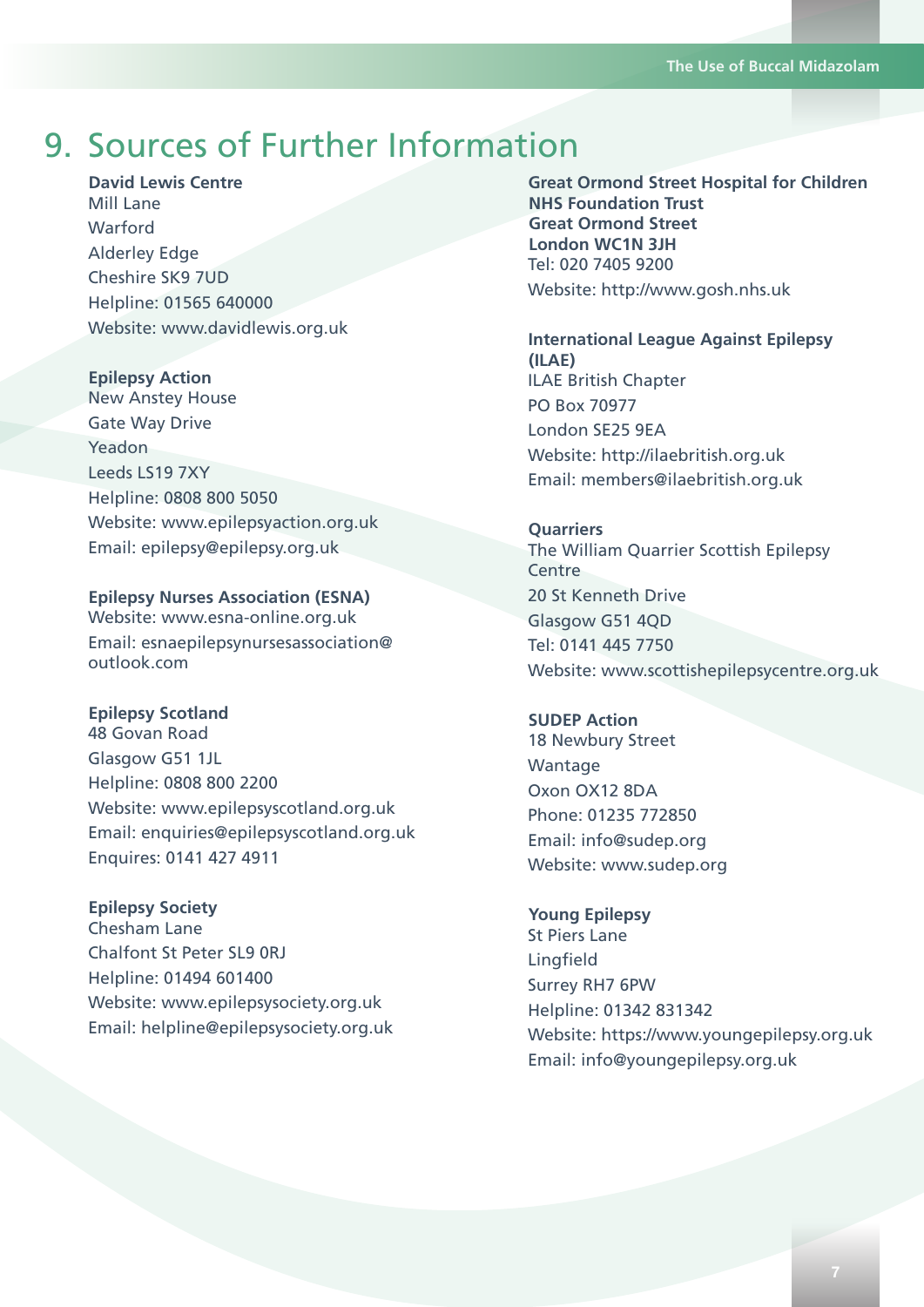# 9. Sources of Further Information

**David Lewis Centre**
Mill Lane
Warford
Alderley Edge
Cheshire SK9 7UD
Helpline: 01565 640000
Website: www.davidlewis.org.uk

**Epilepsy Action**
New Anstey House
Gate Way Drive
Yeadon
Leeds LS19 7XY
Helpline: 0808 800 5050
Website: www.epilepsyaction.org.uk
Email: epilepsy@epilepsy.org.uk

**Epilepsy Nurses Association (ESNA)**
Website: www.esna-online.org.uk
Email: esnaepilepsynursesassociation@outlook.com

**Epilepsy Scotland**
48 Govan Road
Glasgow G51 1JL
Helpline: 0808 800 2200
Website: www.epilepsyscotland.org.uk
Email: enquiries@epilepsyscotland.org.uk
Enquires: 0141 427 4911

**Epilepsy Society**
Chesham Lane
Chalfont St Peter SL9 0RJ
Helpline: 01494 601400
Website: www.epilepsysociety.org.uk
Email: helpline@epilepsysociety.org.uk

**Great Ormond Street Hospital for Children NHS Foundation Trust**
**Great Ormond Street**
**London WC1N 3JH**
Tel: 020 7405 9200
Website: http://www.gosh.nhs.uk

**International League Against Epilepsy (ILAE)**
ILAE British Chapter
PO Box 70977
London SE25 9EA
Website: http://ilaebritish.org.uk
Email: members@ilaebritish.org.uk

**Quarriers**
The William Quarrier Scottish Epilepsy Centre
20 St Kenneth Drive
Glasgow G51 4QD
Tel: 0141 445 7750
Website: www.scottishepilepsycentre.org.uk

**SUDEP Action**
18 Newbury Street
Wantage
Oxon OX12 8DA
Phone: 01235 772850
Email: info@sudep.org
Website: www.sudep.org

**Young Epilepsy**
St Piers Lane
Lingfield
Surrey RH7 6PW
Helpline: 01342 831342
Website: https://www.youngepilepsy.org.uk
Email: info@youngepilepsy.org.uk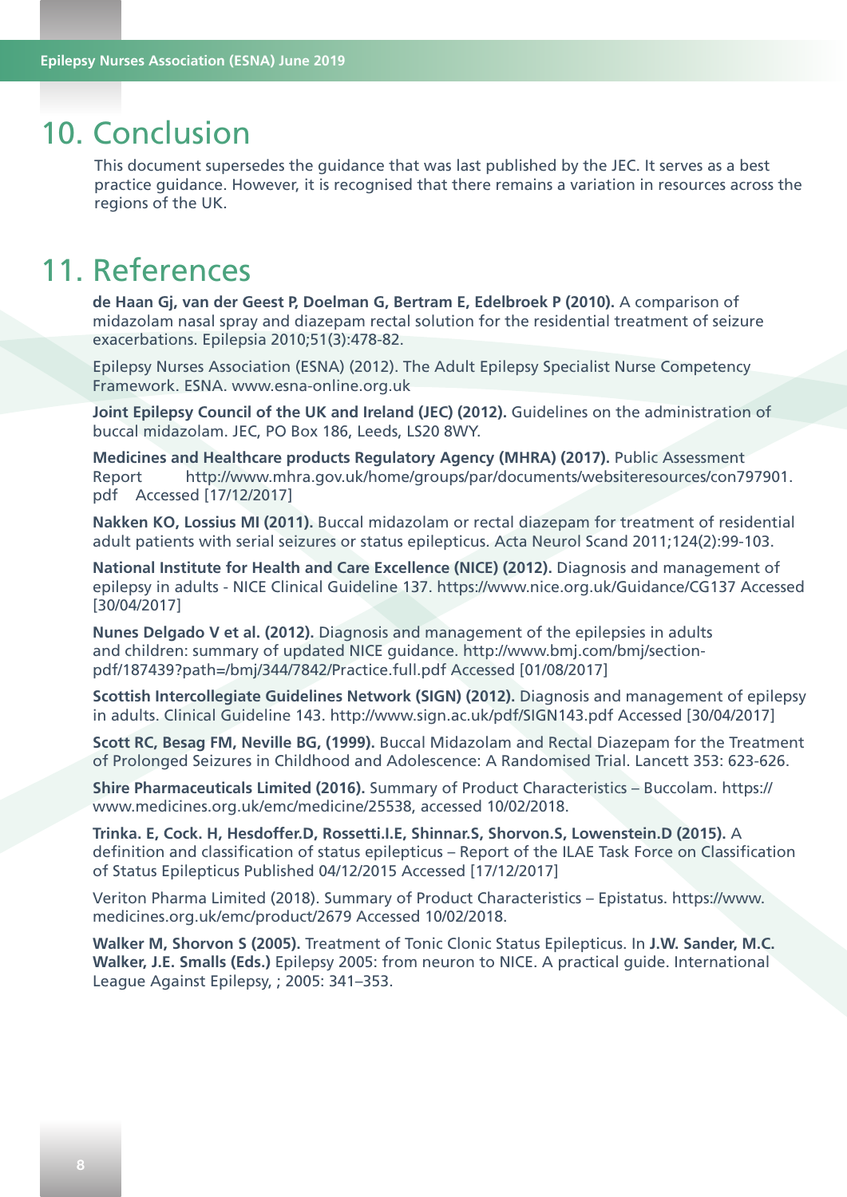# 10. Conclusion

This document supersedes the guidance that was last published by the JEC. It serves as a best practice guidance. However, it is recognised that there remains a variation in resources across the regions of the UK.

# 11. References

**de Haan Gj, van der Geest P, Doelman G, Bertram E, Edelbroek P (2010).** A comparison of midazolam nasal spray and diazepam rectal solution for the residential treatment of seizure exacerbations. Epilepsia 2010;51(3):478-82.

Epilepsy Nurses Association (ESNA) (2012). The Adult Epilepsy Specialist Nurse Competency Framework. ESNA. www.esna-online.org.uk

**Joint Epilepsy Council of the UK and Ireland (JEC) (2012).** Guidelines on the administration of buccal midazolam. JEC, PO Box 186, Leeds, LS20 8WY.

**Medicines and Healthcare products Regulatory Agency (MHRA) (2017).** Public Assessment Report http://www.mhra.gov.uk/home/groups/par/documents/websiteresources/con797901.pdf Accessed [17/12/2017]

**Nakken KO, Lossius MI (2011).** Buccal midazolam or rectal diazepam for treatment of residential adult patients with serial seizures or status epilepticus. Acta Neurol Scand 2011;124(2):99-103.

**National Institute for Health and Care Excellence (NICE) (2012).** Diagnosis and management of epilepsy in adults - NICE Clinical Guideline 137. https://www.nice.org.uk/Guidance/CG137 Accessed [30/04/2017]

**Nunes Delgado V et al. (2012).** Diagnosis and management of the epilepsies in adults and children: summary of updated NICE guidance. http://www.bmj.com/section-pdf/187439?path=/bmj/344/7842/Practice.full.pdf Accessed [01/08/2017]

**Scottish Intercollegiate Guidelines Network (SIGN) (2012).** Diagnosis and management of epilepsy in adults. Clinical Guideline 143. http://www.sign.ac.uk/pdf/SIGN143.pdf Accessed [30/04/2017]

**Scott RC, Besag FM, Neville BG, (1999).** Buccal Midazolam and Rectal Diazepam for the Treatment of Prolonged Seizures in Childhood and Adolescence: A Randomised Trial. Lancett 353: 623-626.

**Shire Pharmaceuticals Limited (2016).** Summary of Product Characteristics – Buccolam. https://www.medicines.org.uk/emc/medicine/25538, accessed 10/02/2018.

**Trinka. E, Cock. H, Hesdoffer.D, Rossetti.I.E, Shinnar.S, Shorvon.S, Lowenstein.D (2015).** A definition and classification of status epilepticus – Report of the ILAE Task Force on Classification of Status Epilepticus Published 04/12/2015 Accessed [17/12/2017]

Veriton Pharma Limited (2018). Summary of Product Characteristics – Epistatus. https://www.medicines.org.uk/emc/product/2679 Accessed 10/02/2018.

**Walker M, Shorvon S (2005).** Treatment of Tonic Clonic Status Epilepticus. In **J.W. Sander, M.C. Walker, J.E. Smalls (Eds.)** Epilepsy 2005: from neuron to NICE. A practical guide. International League Against Epilepsy, ; 2005: 341–353.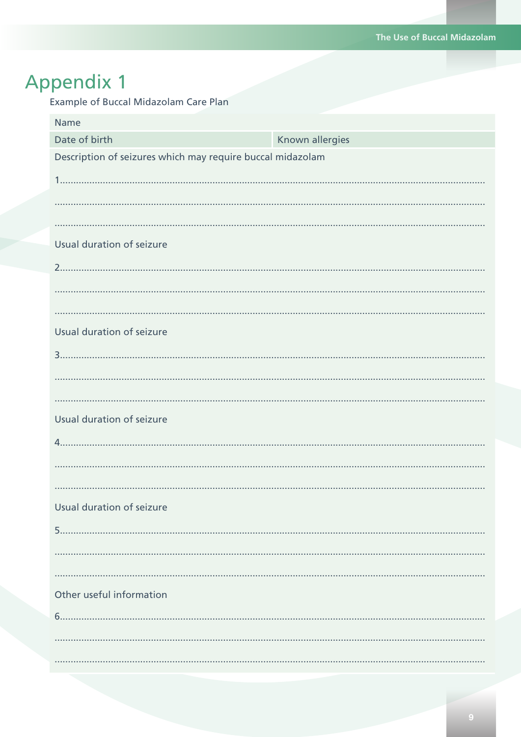# Appendix 1

Example of Buccal Midazolam Care Plan

| Name | |
|---|---|
| Date of birth | Known allergies |

Description of seizures which may require buccal midazolam

1.........................................................................................................................................

.........................................................................................................................................

.........................................................................................................................................

Usual duration of seizure

2.........................................................................................................................................

.........................................................................................................................................

.........................................................................................................................................

Usual duration of seizure

3.........................................................................................................................................

.........................................................................................................................................

.........................................................................................................................................

Usual duration of seizure

4.........................................................................................................................................

.........................................................................................................................................

.........................................................................................................................................

Usual duration of seizure

5.........................................................................................................................................

.........................................................................................................................................

.........................................................................................................................................

Other useful information

6.........................................................................................................................................

.........................................................................................................................................

.........................................................................................................................................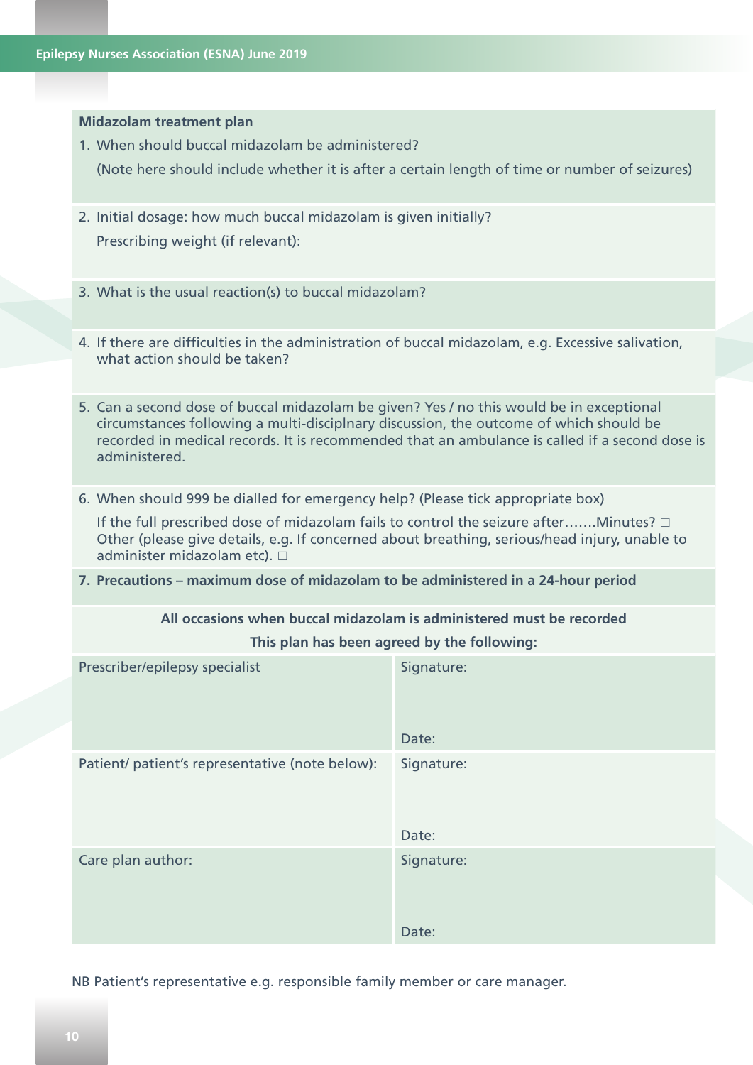**Midazolam treatment plan**

1. When should buccal midazolam be administered?

   (Note here should include whether it is after a certain length of time or number of seizures)

2. Initial dosage: how much buccal midazolam is given initially?

   Prescribing weight (if relevant):

3. What is the usual reaction(s) to buccal midazolam?

4. If there are difficulties in the administration of buccal midazolam, e.g. Excessive salivation, what action should be taken?

5. Can a second dose of buccal midazolam be given? Yes / no this would be in exceptional circumstances following a multi-disciplnary discussion, the outcome of which should be recorded in medical records. It is recommended that an ambulance is called if a second dose is administered.

6. When should 999 be dialled for emergency help? (Please tick appropriate box)

   If the full prescribed dose of midazolam fails to control the seizure after…….Minutes? ☐
   Other (please give details, e.g. If concerned about breathing, serious/head injury, unable to administer midazolam etc). ☐

7. **Precautions – maximum dose of midazolam to be administered in a 24-hour period**

**All occasions when buccal midazolam is administered must be recorded**

**This plan has been agreed by the following:**

| | |
|---|---|
| Prescriber/epilepsy specialist | Signature:<br><br>Date: |
| Patient/ patient's representative (note below): | Signature:<br><br>Date: |
| Care plan author: | Signature:<br><br>Date: |

NB Patient's representative e.g. responsible family member or care manager.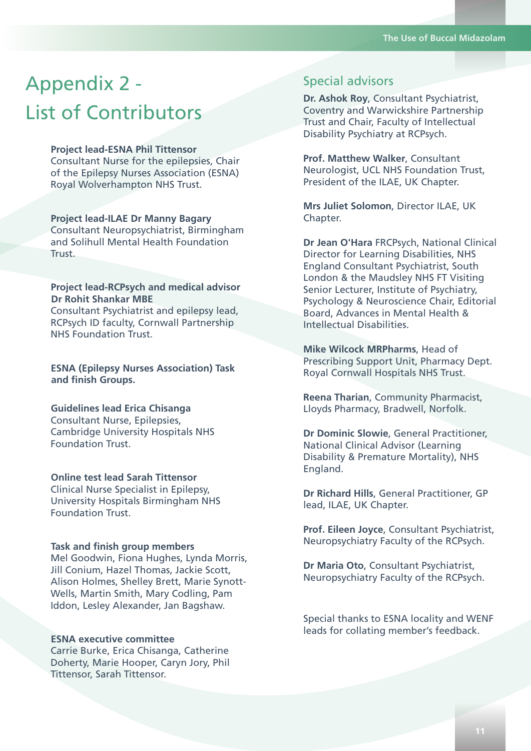# Appendix 2 - List of Contributors

**Project lead-ESNA Phil Tittensor**
Consultant Nurse for the epilepsies, Chair of the Epilepsy Nurses Association (ESNA) Royal Wolverhampton NHS Trust.

**Project lead-ILAE Dr Manny Bagary**
Consultant Neuropsychiatrist, Birmingham and Solihull Mental Health Foundation Trust.

**Project lead-RCPsych and medical advisor Dr Rohit Shankar MBE**
Consultant Psychiatrist and epilepsy lead, RCPsych ID faculty, Cornwall Partnership NHS Foundation Trust.

**ESNA (Epilepsy Nurses Association) Task and finish Groups.**

**Guidelines lead Erica Chisanga**
Consultant Nurse, Epilepsies, Cambridge University Hospitals NHS Foundation Trust.

**Online test lead Sarah Tittensor**
Clinical Nurse Specialist in Epilepsy, University Hospitals Birmingham NHS Foundation Trust.

**Task and finish group members**
Mel Goodwin, Fiona Hughes, Lynda Morris, Jill Conium, Hazel Thomas, Jackie Scott, Alison Holmes, Shelley Brett, Marie Synott-Wells, Martin Smith, Mary Codling, Pam Iddon, Lesley Alexander, Jan Bagshaw.

**ESNA executive committee**
Carrie Burke, Erica Chisanga, Catherine Doherty, Marie Hooper, Caryn Jory, Phil Tittensor, Sarah Tittensor.

## Special advisors

**Dr. Ashok Roy**, Consultant Psychiatrist, Coventry and Warwickshire Partnership Trust and Chair, Faculty of Intellectual Disability Psychiatry at RCPsych.

**Prof. Matthew Walker**, Consultant Neurologist, UCL NHS Foundation Trust, President of the ILAE, UK Chapter.

**Mrs Juliet Solomon**, Director ILAE, UK Chapter.

**Dr Jean O'Hara** FRCPsych, National Clinical Director for Learning Disabilities, NHS England Consultant Psychiatrist, South London & the Maudsley NHS FT Visiting Senior Lecturer, Institute of Psychiatry, Psychology & Neuroscience Chair, Editorial Board, Advances in Mental Health & Intellectual Disabilities.

**Mike Wilcock MRPharms**, Head of Prescribing Support Unit, Pharmacy Dept. Royal Cornwall Hospitals NHS Trust.

**Reena Tharian**, Community Pharmacist, Lloyds Pharmacy, Bradwell, Norfolk.

**Dr Dominic Slowie**, General Practitioner, National Clinical Advisor (Learning Disability & Premature Mortality), NHS England.

**Dr Richard Hills**, General Practitioner, GP lead, ILAE, UK Chapter.

**Prof. Eileen Joyce**, Consultant Psychiatrist, Neuropsychiatry Faculty of the RCPsych.

**Dr Maria Oto**, Consultant Psychiatrist, Neuropsychiatry Faculty of the RCPsych.

Special thanks to ESNA locality and WENF leads for collating member's feedback.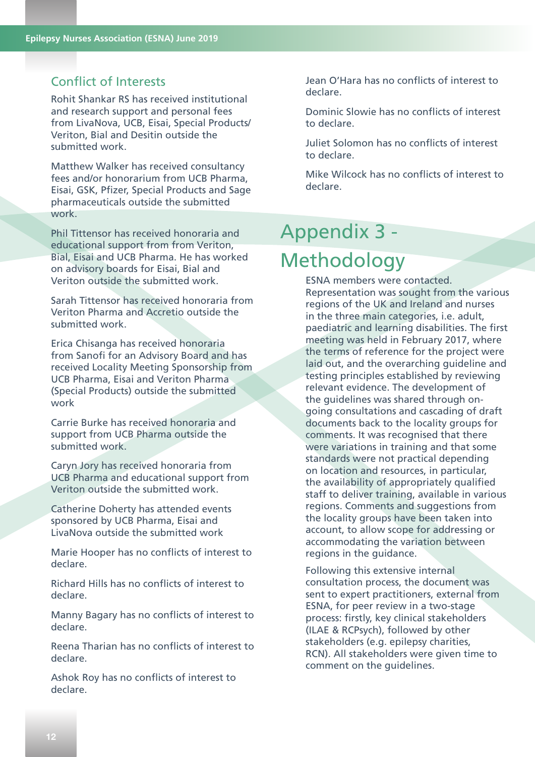## Conflict of Interests

Rohit Shankar RS has received institutional and research support and personal fees from LivaNova, UCB, Eisai, Special Products/ Veriton, Bial and Desitin outside the submitted work.

Matthew Walker has received consultancy fees and/or honorarium from UCB Pharma, Eisai, GSK, Pfizer, Special Products and Sage pharmaceuticals outside the submitted work.

Phil Tittensor has received honoraria and educational support from from Veriton, Bial, Eisai and UCB Pharma. He has worked on advisory boards for Eisai, Bial and Veriton outside the submitted work.

Sarah Tittensor has received honoraria from Veriton Pharma and Accretio outside the submitted work.

Erica Chisanga has received honoraria from Sanofi for an Advisory Board and has received Locality Meeting Sponsorship from UCB Pharma, Eisai and Veriton Pharma (Special Products) outside the submitted work

Carrie Burke has received honoraria and support from UCB Pharma outside the submitted work.

Caryn Jory has received honoraria from UCB Pharma and educational support from Veriton outside the submitted work.

Catherine Doherty has attended events sponsored by UCB Pharma, Eisai and LivaNova outside the submitted work

Marie Hooper has no conflicts of interest to declare.

Richard Hills has no conflicts of interest to declare.

Manny Bagary has no conflicts of interest to declare.

Reena Tharian has no conflicts of interest to declare.

Ashok Roy has no conflicts of interest to declare.

Jean O'Hara has no conflicts of interest to declare.

Dominic Slowie has no conflicts of interest to declare.

Juliet Solomon has no conflicts of interest to declare.

Mike Wilcock has no conflicts of interest to declare.

# Appendix 3 - Methodology

ESNA members were contacted. Representation was sought from the various regions of the UK and Ireland and nurses in the three main categories, i.e. adult, paediatric and learning disabilities. The first meeting was held in February 2017, where the terms of reference for the project were laid out, and the overarching guideline and testing principles established by reviewing relevant evidence. The development of the guidelines was shared through on-going consultations and cascading of draft documents back to the locality groups for comments. It was recognised that there were variations in training and that some standards were not practical depending on location and resources, in particular, the availability of appropriately qualified staff to deliver training, available in various regions. Comments and suggestions from the locality groups have been taken into account, to allow scope for addressing or accommodating the variation between regions in the guidance.

Following this extensive internal consultation process, the document was sent to expert practitioners, external from ESNA, for peer review in a two-stage process: firstly, key clinical stakeholders (ILAE & RCPsych), followed by other stakeholders (e.g. epilepsy charities, RCN). All stakeholders were given time to comment on the guidelines.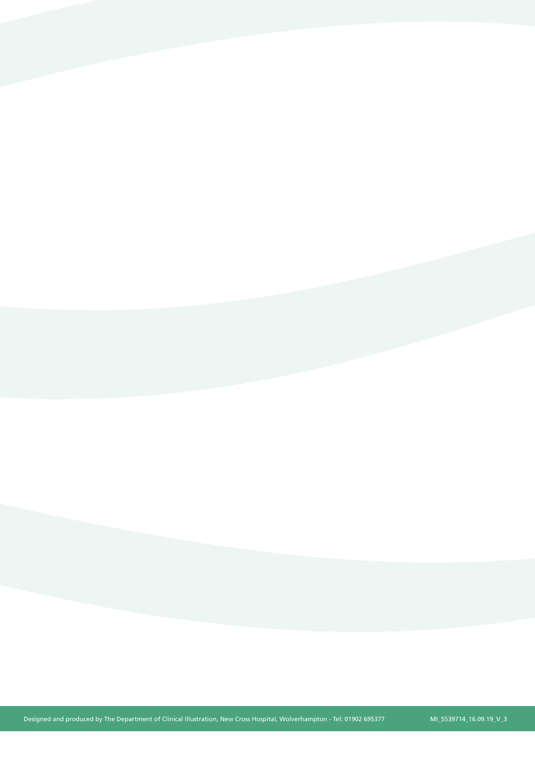Designed and produced by The Department of Clinical Illustration, New Cross Hospital, Wolverhampton - Tel: 01902 695377

MI_5539714_16.09.19_V_3